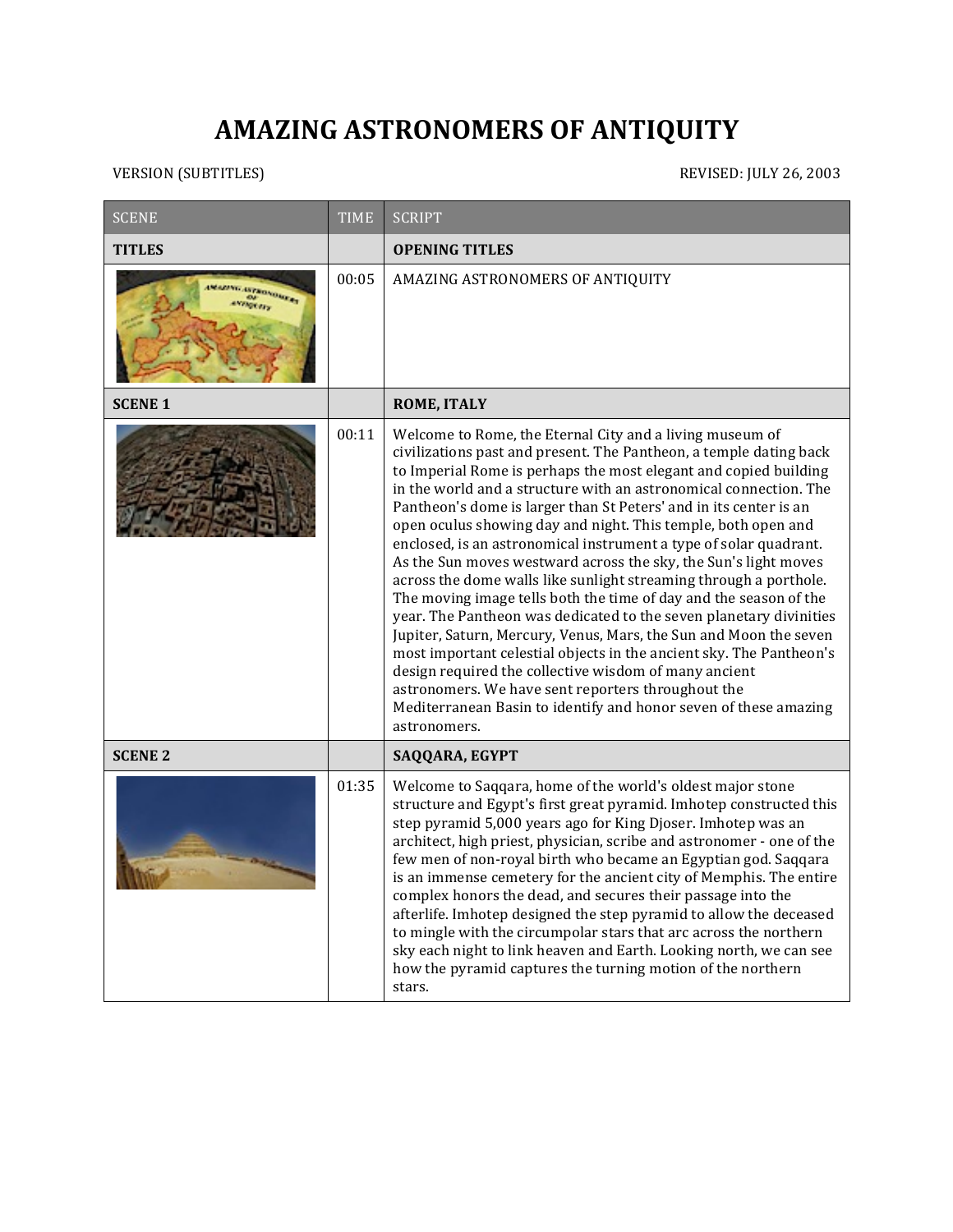# AMAZING ASTRONOMERS OF ANTIQUITY

VERSION (SUBTITLES) REVISED: JULY 26, 2003

| SCENE | TIME | SCRIPT |
|---|---|---|
| **TITLES** | | **OPENING TITLES** |
| | 00:05 | AMAZING ASTRONOMERS OF ANTIQUITY |
| **SCENE 1** | | **ROME, ITALY** |
| | 00:11 | Welcome to Rome, the Eternal City and a living museum of civilizations past and present. The Pantheon, a temple dating back to Imperial Rome is perhaps the most elegant and copied building in the world and a structure with an astronomical connection. The Pantheon's dome is larger than St Peters' and in its center is an open oculus showing day and night. This temple, both open and enclosed, is an astronomical instrument a type of solar quadrant. As the Sun moves westward across the sky, the Sun's light moves across the dome walls like sunlight streaming through a porthole. The moving image tells both the time of day and the season of the year. The Pantheon was dedicated to the seven planetary divinities Jupiter, Saturn, Mercury, Venus, Mars, the Sun and Moon the seven most important celestial objects in the ancient sky. The Pantheon's design required the collective wisdom of many ancient astronomers. We have sent reporters throughout the Mediterranean Basin to identify and honor seven of these amazing astronomers. |
| **SCENE 2** | | **SAQQARA, EGYPT** |
| | 01:35 | Welcome to Saqqara, home of the world's oldest major stone structure and Egypt's first great pyramid. Imhotep constructed this step pyramid 5,000 years ago for King Djoser. Imhotep was an architect, high priest, physician, scribe and astronomer - one of the few men of non-royal birth who became an Egyptian god. Saqqara is an immense cemetery for the ancient city of Memphis. The entire complex honors the dead, and secures their passage into the afterlife. Imhotep designed the step pyramid to allow the deceased to mingle with the circumpolar stars that arc across the northern sky each night to link heaven and Earth. Looking north, we can see how the pyramid captures the turning motion of the northern stars. |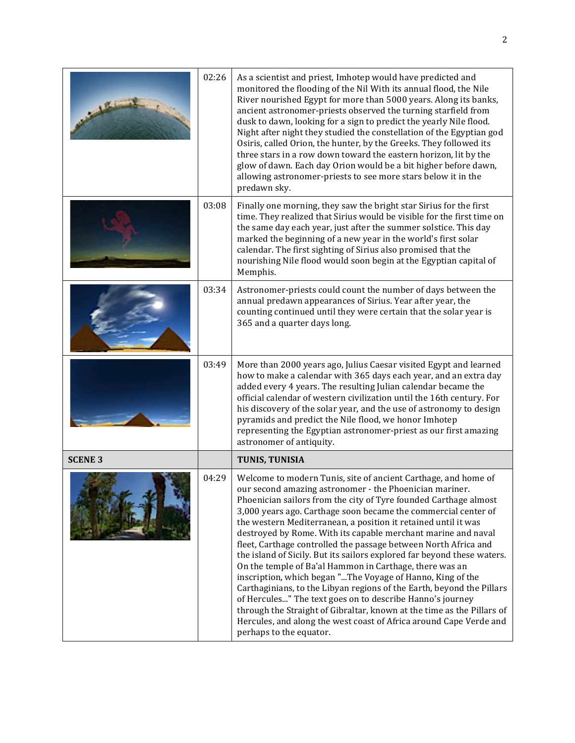| | | |
|---|---|---|
| | 02:26 | As a scientist and priest, Imhotep would have predicted and monitored the flooding of the Nil With its annual flood, the Nile River nourished Egypt for more than 5000 years. Along its banks, ancient astronomer-priests observed the turning starfield from dusk to dawn, looking for a sign to predict the yearly Nile flood. Night after night they studied the constellation of the Egyptian god Osiris, called Orion, the hunter, by the Greeks. They followed its three stars in a row down toward the eastern horizon, lit by the glow of dawn. Each day Orion would be a bit higher before dawn, allowing astronomer-priests to see more stars below it in the predawn sky. |
| | 03:08 | Finally one morning, they saw the bright star Sirius for the first time. They realized that Sirius would be visible for the first time on the same day each year, just after the summer solstice. This day marked the beginning of a new year in the world's first solar calendar. The first sighting of Sirius also promised that the nourishing Nile flood would soon begin at the Egyptian capital of Memphis. |
| | 03:34 | Astronomer-priests could count the number of days between the annual predawn appearances of Sirius. Year after year, the counting continued until they were certain that the solar year is 365 and a quarter days long. |
| | 03:49 | More than 2000 years ago, Julius Caesar visited Egypt and learned how to make a calendar with 365 days each year, and an extra day added every 4 years. The resulting Julian calendar became the official calendar of western civilization until the 16th century. For his discovery of the solar year, and the use of astronomy to design pyramids and predict the Nile flood, we honor Imhotep representing the Egyptian astronomer-priest as our first amazing astronomer of antiquity. |
| **SCENE 3** | | **TUNIS, TUNISIA** |
| | 04:29 | Welcome to modern Tunis, site of ancient Carthage, and home of our second amazing astronomer - the Phoenician mariner. Phoenician sailors from the city of Tyre founded Carthage almost 3,000 years ago. Carthage soon became the commercial center of the western Mediterranean, a position it retained until it was destroyed by Rome. With its capable merchant marine and naval fleet, Carthage controlled the passage between North Africa and the island of Sicily. But its sailors explored far beyond these waters. On the temple of Ba'al Hammon in Carthage, there was an inscription, which began "...The Voyage of Hanno, King of the Carthaginians, to the Libyan regions of the Earth, beyond the Pillars of Hercules..." The text goes on to describe Hanno's journey through the Straight of Gibraltar, known at the time as the Pillars of Hercules, and along the west coast of Africa around Cape Verde and perhaps to the equator. |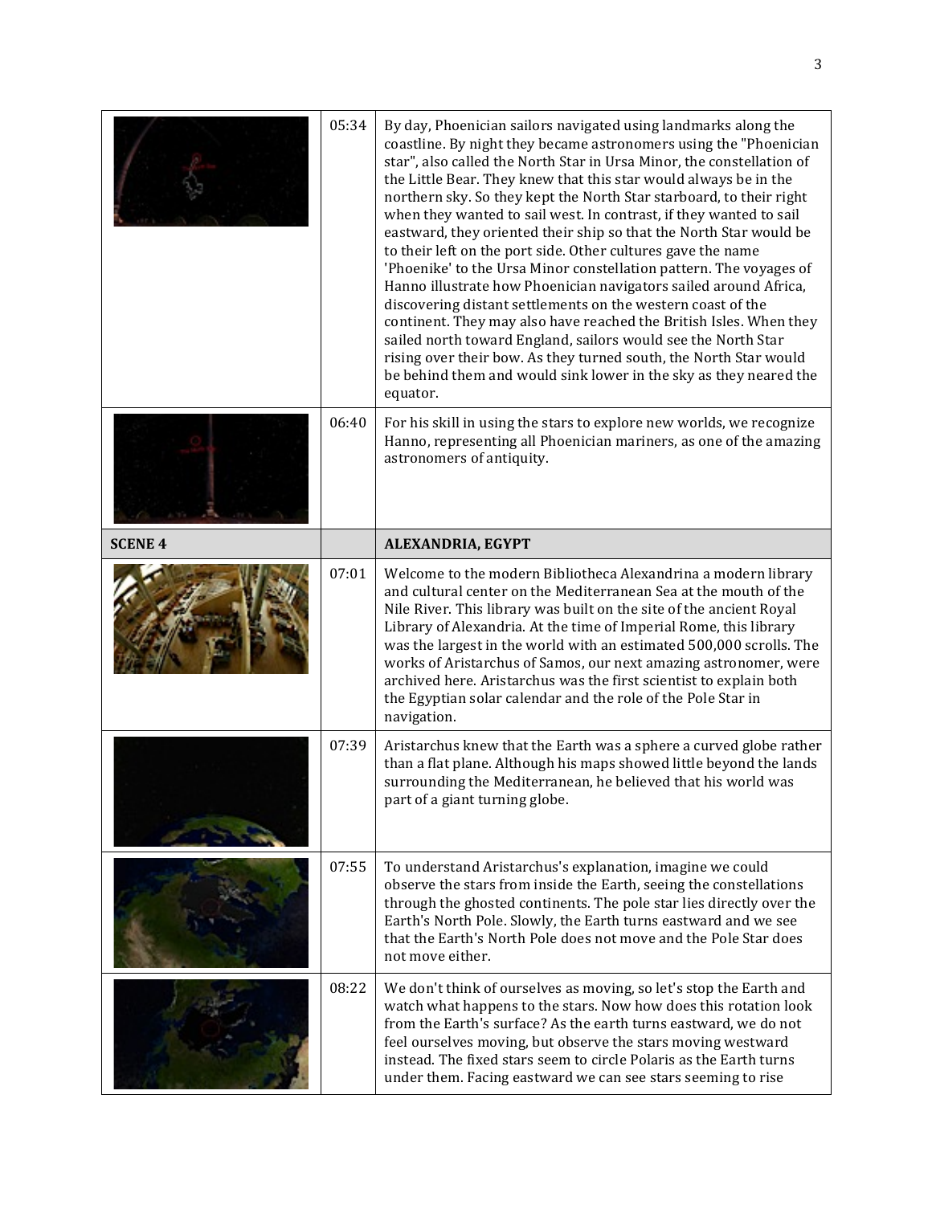| | | |
|---|---|---|
| | 05:34 | By day, Phoenician sailors navigated using landmarks along the coastline. By night they became astronomers using the "Phoenician star", also called the North Star in Ursa Minor, the constellation of the Little Bear. They knew that this star would always be in the northern sky. So they kept the North Star starboard, to their right when they wanted to sail west. In contrast, if they wanted to sail eastward, they oriented their ship so that the North Star would be to their left on the port side. Other cultures gave the name 'Phoenike' to the Ursa Minor constellation pattern. The voyages of Hanno illustrate how Phoenician navigators sailed around Africa, discovering distant settlements on the western coast of the continent. They may also have reached the British Isles. When they sailed north toward England, sailors would see the North Star rising over their bow. As they turned south, the North Star would be behind them and would sink lower in the sky as they neared the equator. |
| | 06:40 | For his skill in using the stars to explore new worlds, we recognize Hanno, representing all Phoenician mariners, as one of the amazing astronomers of antiquity. |
| **SCENE 4** | | **ALEXANDRIA, EGYPT** |
| | 07:01 | Welcome to the modern Bibliotheca Alexandrina a modern library and cultural center on the Mediterranean Sea at the mouth of the Nile River. This library was built on the site of the ancient Royal Library of Alexandria. At the time of Imperial Rome, this library was the largest in the world with an estimated 500,000 scrolls. The works of Aristarchus of Samos, our next amazing astronomer, were archived here. Aristarchus was the first scientist to explain both the Egyptian solar calendar and the role of the Pole Star in navigation. |
| | 07:39 | Aristarchus knew that the Earth was a sphere a curved globe rather than a flat plane. Although his maps showed little beyond the lands surrounding the Mediterranean, he believed that his world was part of a giant turning globe. |
| | 07:55 | To understand Aristarchus's explanation, imagine we could observe the stars from inside the Earth, seeing the constellations through the ghosted continents. The pole star lies directly over the Earth's North Pole. Slowly, the Earth turns eastward and we see that the Earth's North Pole does not move and the Pole Star does not move either. |
| | 08:22 | We don't think of ourselves as moving, so let's stop the Earth and watch what happens to the stars. Now how does this rotation look from the Earth's surface? As the earth turns eastward, we do not feel ourselves moving, but observe the stars moving westward instead. The fixed stars seem to circle Polaris as the Earth turns under them. Facing eastward we can see stars seeming to rise |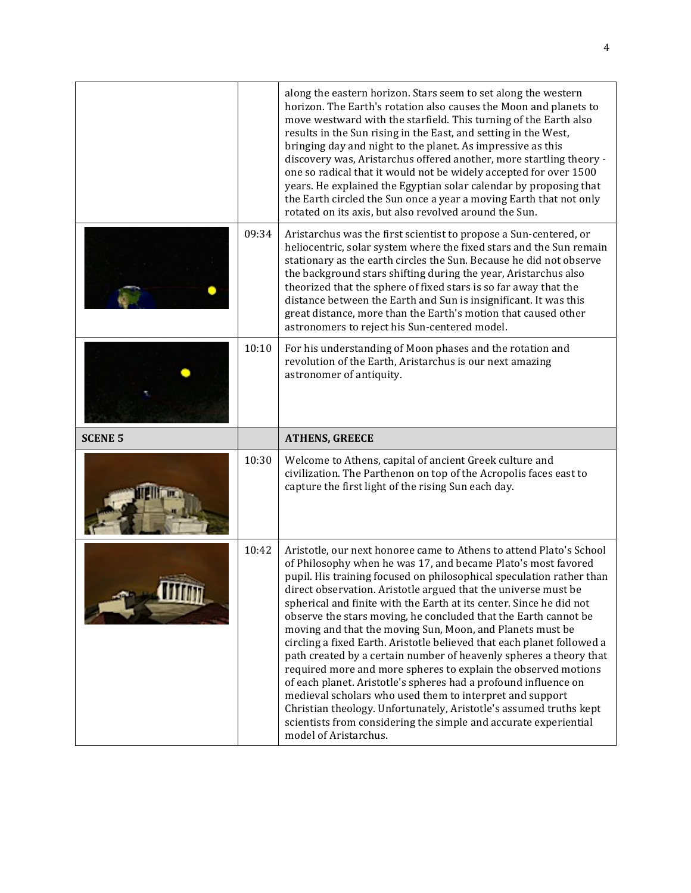| | | |
|---|---|---|
| | | along the eastern horizon. Stars seem to set along the western horizon. The Earth's rotation also causes the Moon and planets to move westward with the starfield. This turning of the Earth also results in the Sun rising in the East, and setting in the West, bringing day and night to the planet. As impressive as this discovery was, Aristarchus offered another, more startling theory - one so radical that it would not be widely accepted for over 1500 years. He explained the Egyptian solar calendar by proposing that the Earth circled the Sun once a year a moving Earth that not only rotated on its axis, but also revolved around the Sun. |
| | 09:34 | Aristarchus was the first scientist to propose a Sun-centered, or heliocentric, solar system where the fixed stars and the Sun remain stationary as the earth circles the Sun. Because he did not observe the background stars shifting during the year, Aristarchus also theorized that the sphere of fixed stars is so far away that the distance between the Earth and Sun is insignificant. It was this great distance, more than the Earth's motion that caused other astronomers to reject his Sun-centered model. |
| | 10:10 | For his understanding of Moon phases and the rotation and revolution of the Earth, Aristarchus is our next amazing astronomer of antiquity. |
| **SCENE 5** | | **ATHENS, GREECE** |
| | 10:30 | Welcome to Athens, capital of ancient Greek culture and civilization. The Parthenon on top of the Acropolis faces east to capture the first light of the rising Sun each day. |
| | 10:42 | Aristotle, our next honoree came to Athens to attend Plato's School of Philosophy when he was 17, and became Plato's most favored pupil. His training focused on philosophical speculation rather than direct observation. Aristotle argued that the universe must be spherical and finite with the Earth at its center. Since he did not observe the stars moving, he concluded that the Earth cannot be moving and that the moving Sun, Moon, and Planets must be circling a fixed Earth. Aristotle believed that each planet followed a path created by a certain number of heavenly spheres a theory that required more and more spheres to explain the observed motions of each planet. Aristotle's spheres had a profound influence on medieval scholars who used them to interpret and support Christian theology. Unfortunately, Aristotle's assumed truths kept scientists from considering the simple and accurate experiential model of Aristarchus. |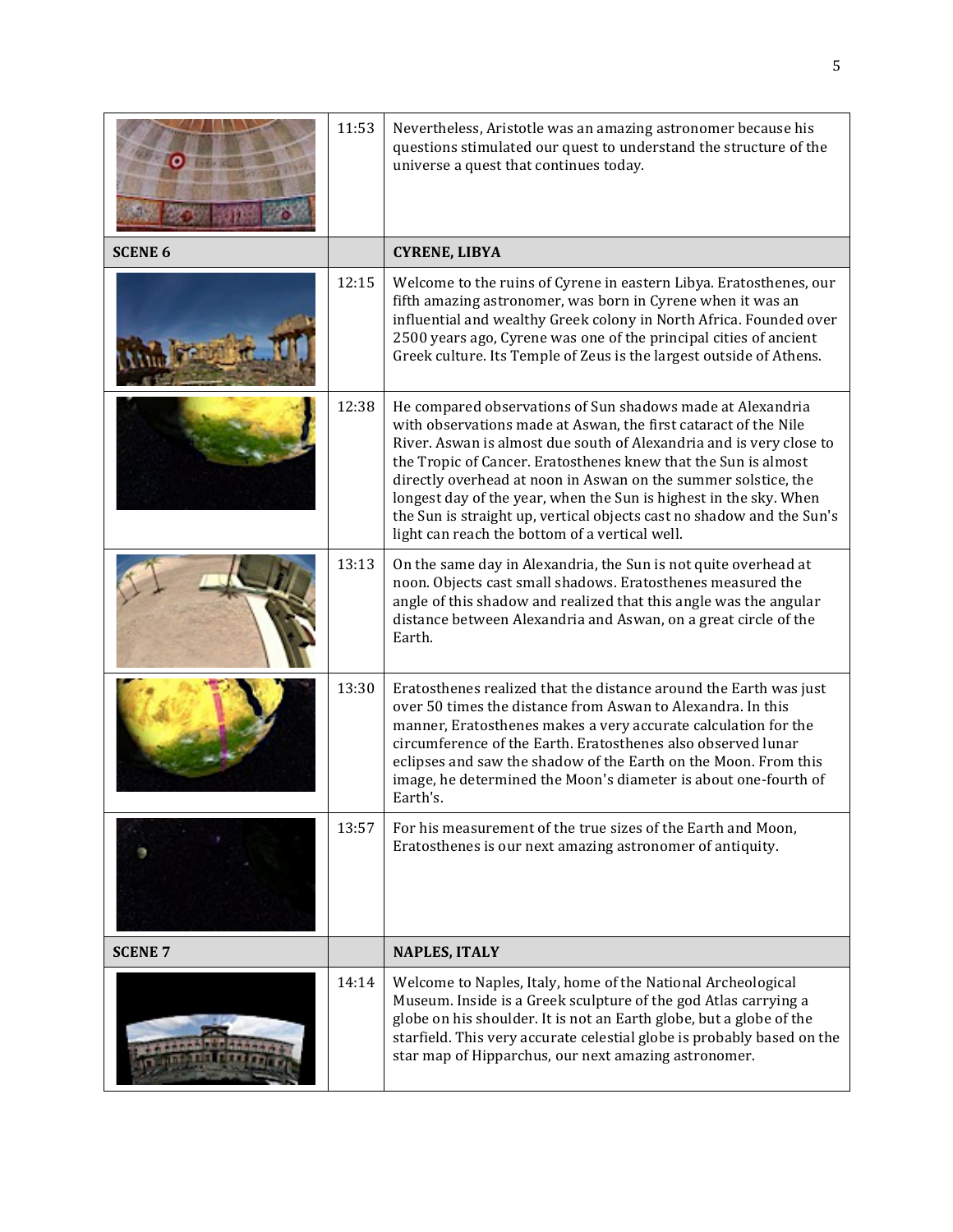| | | |
|---|---|---|
| | 11:53 | Nevertheless, Aristotle was an amazing astronomer because his questions stimulated our quest to understand the structure of the universe a quest that continues today. |
| **SCENE 6** | | **CYRENE, LIBYA** |
| | 12:15 | Welcome to the ruins of Cyrene in eastern Libya. Eratosthenes, our fifth amazing astronomer, was born in Cyrene when it was an influential and wealthy Greek colony in North Africa. Founded over 2500 years ago, Cyrene was one of the principal cities of ancient Greek culture. Its Temple of Zeus is the largest outside of Athens. |
| | 12:38 | He compared observations of Sun shadows made at Alexandria with observations made at Aswan, the first cataract of the Nile River. Aswan is almost due south of Alexandria and is very close to the Tropic of Cancer. Eratosthenes knew that the Sun is almost directly overhead at noon in Aswan on the summer solstice, the longest day of the year, when the Sun is highest in the sky. When the Sun is straight up, vertical objects cast no shadow and the Sun's light can reach the bottom of a vertical well. |
| | 13:13 | On the same day in Alexandria, the Sun is not quite overhead at noon. Objects cast small shadows. Eratosthenes measured the angle of this shadow and realized that this angle was the angular distance between Alexandria and Aswan, on a great circle of the Earth. |
| | 13:30 | Eratosthenes realized that the distance around the Earth was just over 50 times the distance from Aswan to Alexandra. In this manner, Eratosthenes makes a very accurate calculation for the circumference of the Earth. Eratosthenes also observed lunar eclipses and saw the shadow of the Earth on the Moon. From this image, he determined the Moon's diameter is about one-fourth of Earth's. |
| | 13:57 | For his measurement of the true sizes of the Earth and Moon, Eratosthenes is our next amazing astronomer of antiquity. |
| **SCENE 7** | | **NAPLES, ITALY** |
| | 14:14 | Welcome to Naples, Italy, home of the National Archeological Museum. Inside is a Greek sculpture of the god Atlas carrying a globe on his shoulder. It is not an Earth globe, but a globe of the starfield. This very accurate celestial globe is probably based on the star map of Hipparchus, our next amazing astronomer. |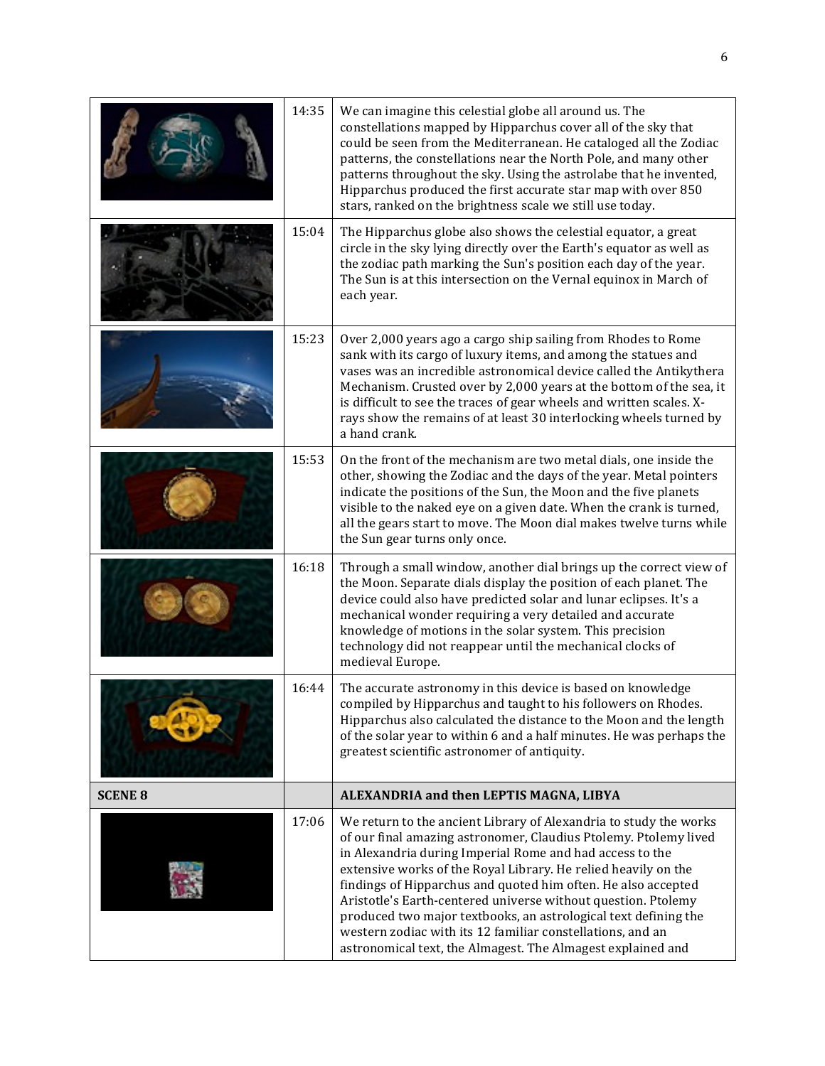| | | |
|---|---|---|
| | 14:35 | We can imagine this celestial globe all around us. The constellations mapped by Hipparchus cover all of the sky that could be seen from the Mediterranean. He cataloged all the Zodiac patterns, the constellations near the North Pole, and many other patterns throughout the sky. Using the astrolabe that he invented, Hipparchus produced the first accurate star map with over 850 stars, ranked on the brightness scale we still use today. |
| | 15:04 | The Hipparchus globe also shows the celestial equator, a great circle in the sky lying directly over the Earth's equator as well as the zodiac path marking the Sun's position each day of the year. The Sun is at this intersection on the Vernal equinox in March of each year. |
| | 15:23 | Over 2,000 years ago a cargo ship sailing from Rhodes to Rome sank with its cargo of luxury items, and among the statues and vases was an incredible astronomical device called the Antikythera Mechanism. Crusted over by 2,000 years at the bottom of the sea, it is difficult to see the traces of gear wheels and written scales. X-rays show the remains of at least 30 interlocking wheels turned by a hand crank. |
| | 15:53 | On the front of the mechanism are two metal dials, one inside the other, showing the Zodiac and the days of the year. Metal pointers indicate the positions of the Sun, the Moon and the five planets visible to the naked eye on a given date. When the crank is turned, all the gears start to move. The Moon dial makes twelve turns while the Sun gear turns only once. |
| | 16:18 | Through a small window, another dial brings up the correct view of the Moon. Separate dials display the position of each planet. The device could also have predicted solar and lunar eclipses. It's a mechanical wonder requiring a very detailed and accurate knowledge of motions in the solar system. This precision technology did not reappear until the mechanical clocks of medieval Europe. |
| | 16:44 | The accurate astronomy in this device is based on knowledge compiled by Hipparchus and taught to his followers on Rhodes. Hipparchus also calculated the distance to the Moon and the length of the solar year to within 6 and a half minutes. He was perhaps the greatest scientific astronomer of antiquity. |
| **SCENE 8** | | **ALEXANDRIA and then LEPTIS MAGNA, LIBYA** |
| | 17:06 | We return to the ancient Library of Alexandria to study the works of our final amazing astronomer, Claudius Ptolemy. Ptolemy lived in Alexandria during Imperial Rome and had access to the extensive works of the Royal Library. He relied heavily on the findings of Hipparchus and quoted him often. He also accepted Aristotle's Earth-centered universe without question. Ptolemy produced two major textbooks, an astrological text defining the western zodiac with its 12 familiar constellations, and an astronomical text, the Almagest. The Almagest explained and |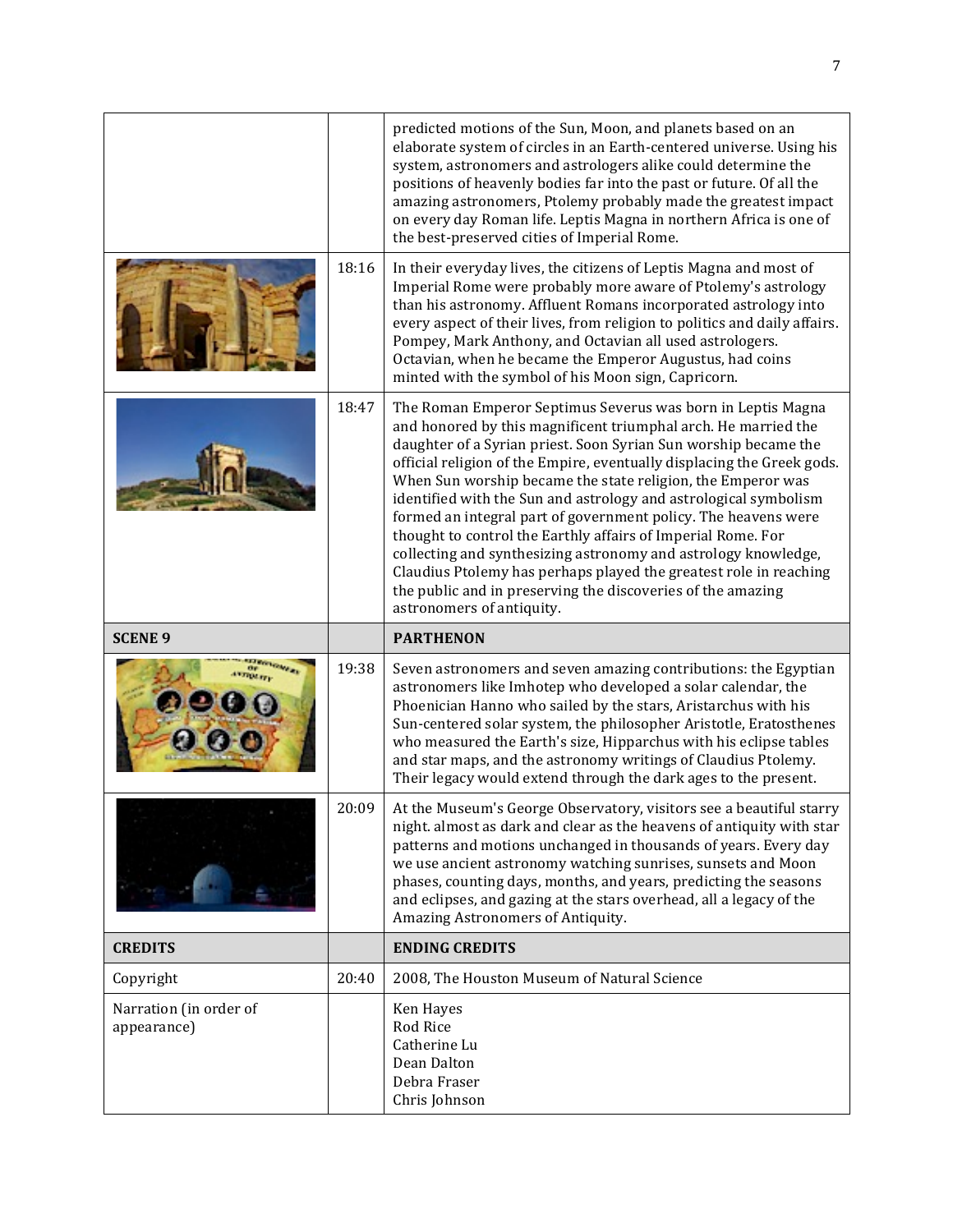| | | |
|---|---|---|
| | | predicted motions of the Sun, Moon, and planets based on an elaborate system of circles in an Earth-centered universe. Using his system, astronomers and astrologers alike could determine the positions of heavenly bodies far into the past or future. Of all the amazing astronomers, Ptolemy probably made the greatest impact on every day Roman life. Leptis Magna in northern Africa is one of the best-preserved cities of Imperial Rome. |
| | 18:16 | In their everyday lives, the citizens of Leptis Magna and most of Imperial Rome were probably more aware of Ptolemy's astrology than his astronomy. Affluent Romans incorporated astrology into every aspect of their lives, from religion to politics and daily affairs. Pompey, Mark Anthony, and Octavian all used astrologers. Octavian, when he became the Emperor Augustus, had coins minted with the symbol of his Moon sign, Capricorn. |
| | 18:47 | The Roman Emperor Septimus Severus was born in Leptis Magna and honored by this magnificent triumphal arch. He married the daughter of a Syrian priest. Soon Syrian Sun worship became the official religion of the Empire, eventually displacing the Greek gods. When Sun worship became the state religion, the Emperor was identified with the Sun and astrology and astrological symbolism formed an integral part of government policy. The heavens were thought to control the Earthly affairs of Imperial Rome. For collecting and synthesizing astronomy and astrology knowledge, Claudius Ptolemy has perhaps played the greatest role in reaching the public and in preserving the discoveries of the amazing astronomers of antiquity. |
| **SCENE 9** | | **PARTHENON** |
| | 19:38 | Seven astronomers and seven amazing contributions: the Egyptian astronomers like Imhotep who developed a solar calendar, the Phoenician Hanno who sailed by the stars, Aristarchus with his Sun-centered solar system, the philosopher Aristotle, Eratosthenes who measured the Earth's size, Hipparchus with his eclipse tables and star maps, and the astronomy writings of Claudius Ptolemy. Their legacy would extend through the dark ages to the present. |
| | 20:09 | At the Museum's George Observatory, visitors see a beautiful starry night. almost as dark and clear as the heavens of antiquity with star patterns and motions unchanged in thousands of years. Every day we use ancient astronomy watching sunrises, sunsets and Moon phases, counting days, months, and years, predicting the seasons and eclipses, and gazing at the stars overhead, all a legacy of the Amazing Astronomers of Antiquity. |
| **CREDITS** | | **ENDING CREDITS** |
| Copyright | 20:40 | 2008, The Houston Museum of Natural Science |
| Narration (in order of appearance) | | Ken Hayes<br>Rod Rice<br>Catherine Lu<br>Dean Dalton<br>Debra Fraser<br>Chris Johnson |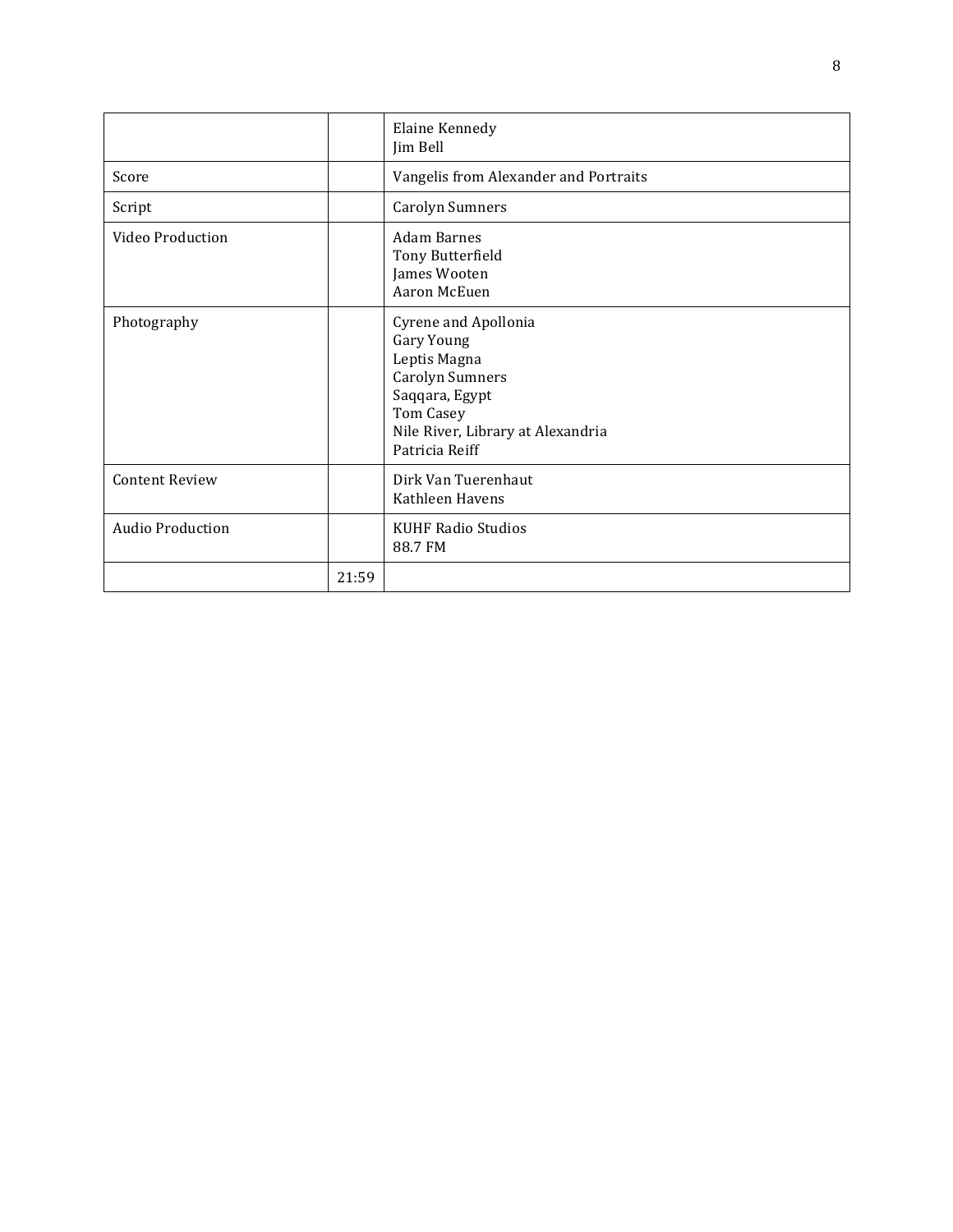| | | |
|---|---|---|
| | | Elaine Kennedy<br>Jim Bell |
| Score | | Vangelis from Alexander and Portraits |
| Script | | Carolyn Sumners |
| Video Production | | Adam Barnes<br>Tony Butterfield<br>James Wooten<br>Aaron McEuen |
| Photography | | Cyrene and Apollonia<br>Gary Young<br>Leptis Magna<br>Carolyn Sumners<br>Saqqara, Egypt<br>Tom Casey<br>Nile River, Library at Alexandria<br>Patricia Reiff |
| Content Review | | Dirk Van Tuerenhaut<br>Kathleen Havens |
| Audio Production | | KUHF Radio Studios<br>88.7 FM |
| | 21:59 | |